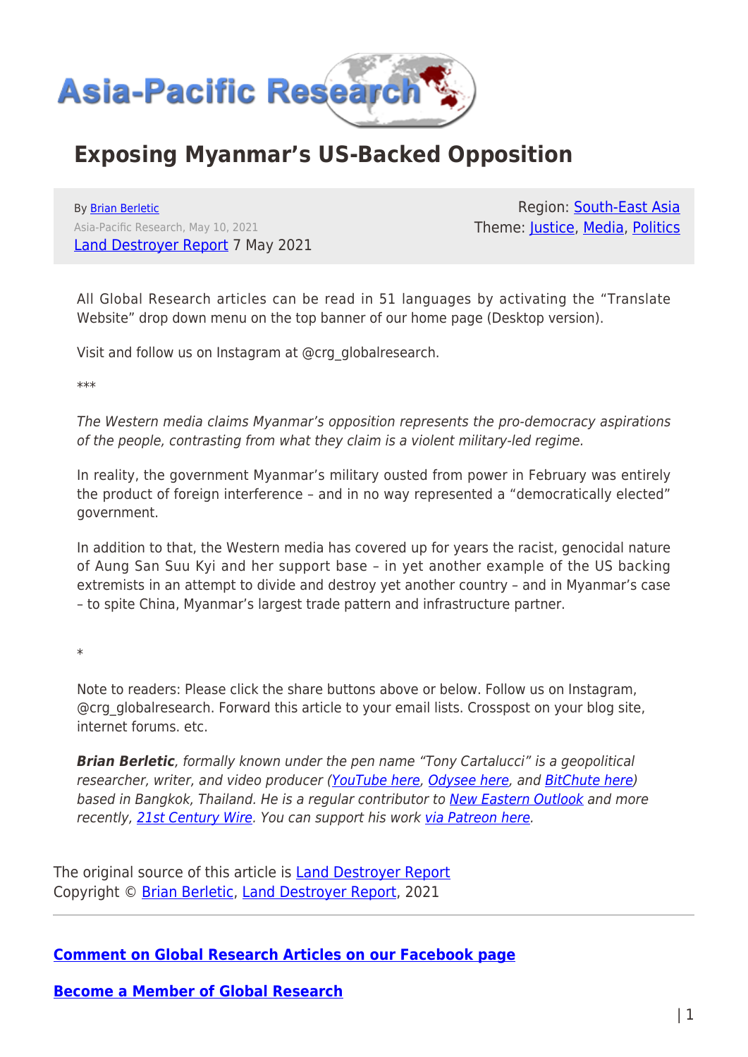Asia-Pacific Research

# Exposing Myanmar's US-Backed Opposition

By Brian Berletic
Asia-Pacific Research, May 10, 2021
Land Destroyer Report 7 May 2021

Region: South-East Asia
Theme: Justice, Media, Politics

All Global Research articles can be read in 51 languages by activating the "Translate Website" drop down menu on the top banner of our home page (Desktop version).

Visit and follow us on Instagram at @crg_globalresearch.

***

*The Western media claims Myanmar's opposition represents the pro-democracy aspirations of the people, contrasting from what they claim is a violent military-led regime.*

In reality, the government Myanmar's military ousted from power in February was entirely the product of foreign interference – and in no way represented a "democratically elected" government.

In addition to that, the Western media has covered up for years the racist, genocidal nature of Aung San Suu Kyi and her support base – in yet another example of the US backing extremists in an attempt to divide and destroy yet another country – and in Myanmar's case – to spite China, Myanmar's largest trade pattern and infrastructure partner.

*

Note to readers: Please click the share buttons above or below. Follow us on Instagram, @crg_globalresearch. Forward this article to your email lists. Crosspost on your blog site, internet forums. etc.

***Brian Berletic**, formally known under the pen name "Tony Cartalucci" is a geopolitical researcher, writer, and video producer (YouTube here, Odysee here, and BitChute here) based in Bangkok, Thailand. He is a regular contributor to New Eastern Outlook and more recently, 21st Century Wire. You can support his work via Patreon here.*

The original source of this article is Land Destroyer Report
Copyright © Brian Berletic, Land Destroyer Report, 2021

---

**Comment on Global Research Articles on our Facebook page**

**Become a Member of Global Research**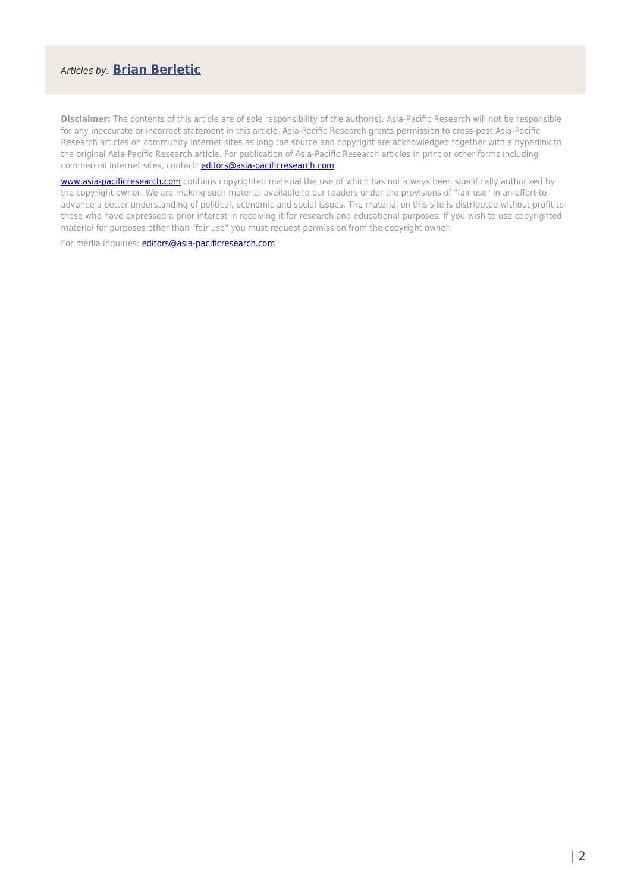*Articles by:* **Brian Berletic**

**Disclaimer:** The contents of this article are of sole responsibility of the author(s). Asia-Pacific Research will not be responsible for any inaccurate or incorrect statement in this article. Asia-Pacific Research grants permission to cross-post Asia-Pacific Research articles on community internet sites as long the source and copyright are acknowledged together with a hyperlink to the original Asia-Pacific Research article. For publication of Asia-Pacific Research articles in print or other forms including commercial internet sites, contact: editors@asia-pacificresearch.com

www.asia-pacificresearch.com contains copyrighted material the use of which has not always been specifically authorized by the copyright owner. We are making such material available to our readers under the provisions of "fair use" in an effort to advance a better understanding of political, economic and social issues. The material on this site is distributed without profit to those who have expressed a prior interest in receiving it for research and educational purposes. If you wish to use copyrighted material for purposes other than "fair use" you must request permission from the copyright owner.

For media inquiries: editors@asia-pacificresearch.com